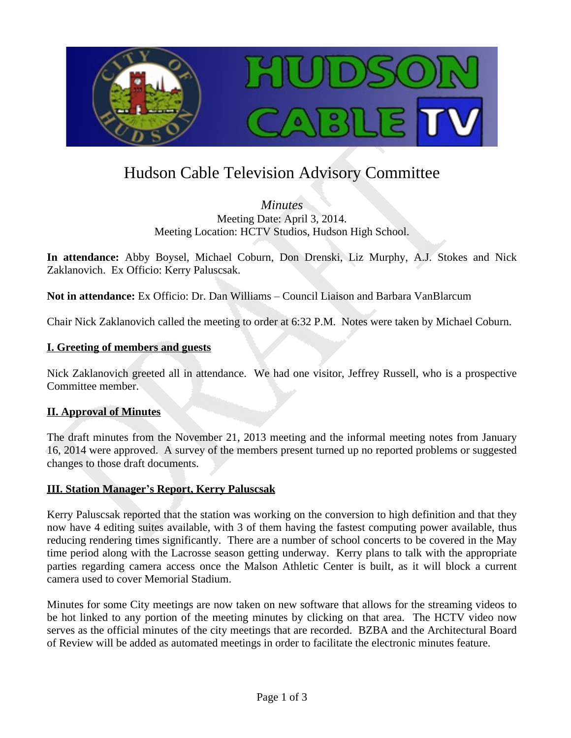# Hudson Cable Television Advisory Committee

*Minutes*

Meeting Date: April 3, 2014.
Meeting Location: HCTV Studios, Hudson High School.

**In attendance:** Abby Boysel, Michael Coburn, Don Drenski, Liz Murphy, A.J. Stokes and Nick Zaklanovich. Ex Officio: Kerry Paluscsak.

**Not in attendance:** Ex Officio: Dr. Dan Williams – Council Liaison and Barbara VanBlarcum

Chair Nick Zaklanovich called the meeting to order at 6:32 P.M. Notes were taken by Michael Coburn.

## I. Greeting of members and guests

Nick Zaklanovich greeted all in attendance. We had one visitor, Jeffrey Russell, who is a prospective Committee member.

## II. Approval of Minutes

The draft minutes from the November 21, 2013 meeting and the informal meeting notes from January 16, 2014 were approved. A survey of the members present turned up no reported problems or suggested changes to those draft documents.

## III. Station Manager's Report, Kerry Paluscsak

Kerry Paluscsak reported that the station was working on the conversion to high definition and that they now have 4 editing suites available, with 3 of them having the fastest computing power available, thus reducing rendering times significantly. There are a number of school concerts to be covered in the May time period along with the Lacrosse season getting underway. Kerry plans to talk with the appropriate parties regarding camera access once the Malson Athletic Center is built, as it will block a current camera used to cover Memorial Stadium.

Minutes for some City meetings are now taken on new software that allows for the streaming videos to be hot linked to any portion of the meeting minutes by clicking on that area. The HCTV video now serves as the official minutes of the city meetings that are recorded. BZBA and the Architectural Board of Review will be added as automated meetings in order to facilitate the electronic minutes feature.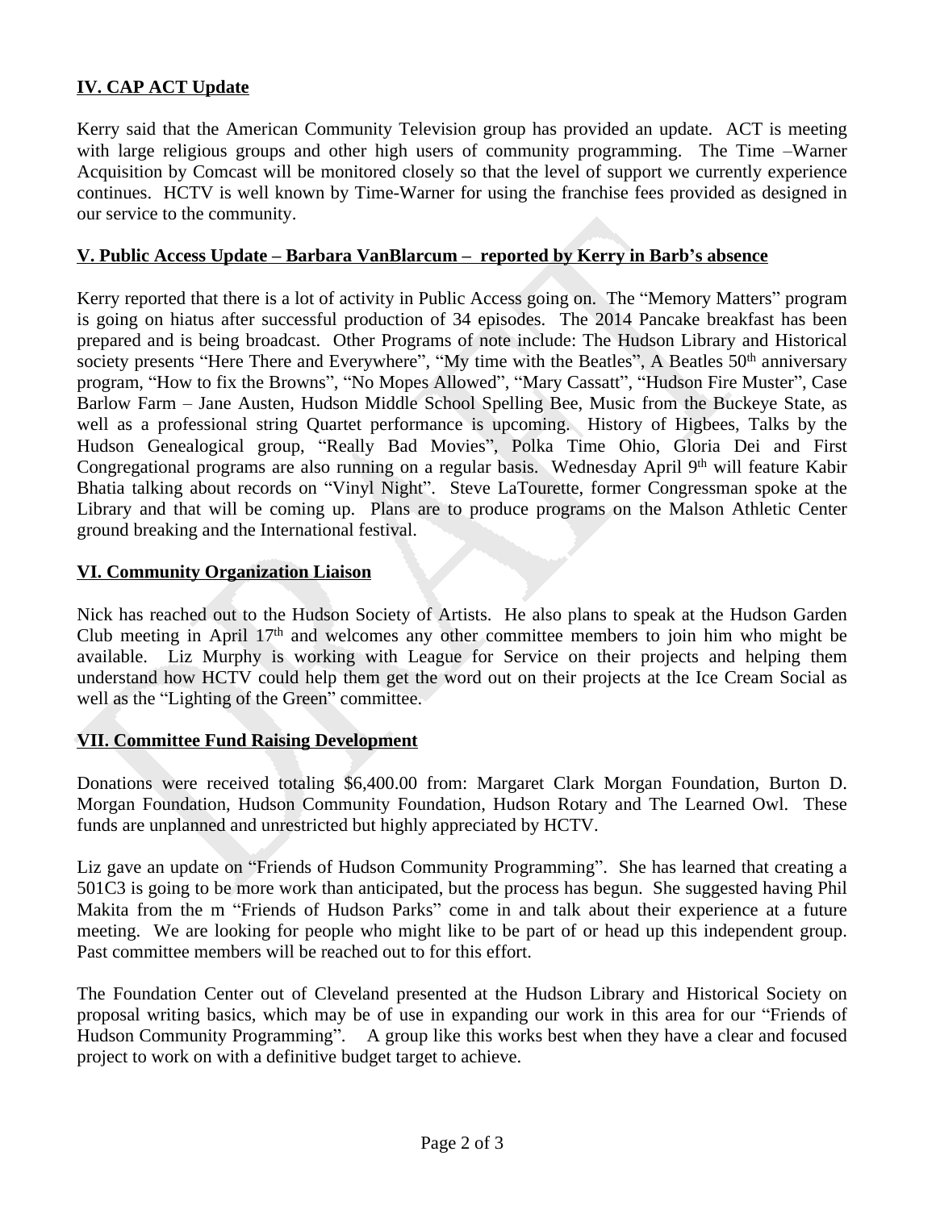## IV. CAP ACT Update

Kerry said that the American Community Television group has provided an update. ACT is meeting with large religious groups and other high users of community programming. The Time –Warner Acquisition by Comcast will be monitored closely so that the level of support we currently experience continues. HCTV is well known by Time-Warner for using the franchise fees provided as designed in our service to the community.

## V. Public Access Update – Barbara VanBlarcum – reported by Kerry in Barb's absence

Kerry reported that there is a lot of activity in Public Access going on. The "Memory Matters" program is going on hiatus after successful production of 34 episodes. The 2014 Pancake breakfast has been prepared and is being broadcast. Other Programs of note include: The Hudson Library and Historical society presents "Here There and Everywhere", "My time with the Beatles", A Beatles 50th anniversary program, "How to fix the Browns", "No Mopes Allowed", "Mary Cassatt", "Hudson Fire Muster", Case Barlow Farm – Jane Austen, Hudson Middle School Spelling Bee, Music from the Buckeye State, as well as a professional string Quartet performance is upcoming. History of Higbees, Talks by the Hudson Genealogical group, "Really Bad Movies", Polka Time Ohio, Gloria Dei and First Congregational programs are also running on a regular basis. Wednesday April 9th will feature Kabir Bhatia talking about records on "Vinyl Night". Steve LaTourette, former Congressman spoke at the Library and that will be coming up. Plans are to produce programs on the Malson Athletic Center ground breaking and the International festival.

## VI. Community Organization Liaison

Nick has reached out to the Hudson Society of Artists. He also plans to speak at the Hudson Garden Club meeting in April 17th and welcomes any other committee members to join him who might be available. Liz Murphy is working with League for Service on their projects and helping them understand how HCTV could help them get the word out on their projects at the Ice Cream Social as well as the "Lighting of the Green" committee.

## VII. Committee Fund Raising Development

Donations were received totaling $6,400.00 from: Margaret Clark Morgan Foundation, Burton D. Morgan Foundation, Hudson Community Foundation, Hudson Rotary and The Learned Owl. These funds are unplanned and unrestricted but highly appreciated by HCTV.

Liz gave an update on "Friends of Hudson Community Programming". She has learned that creating a 501C3 is going to be more work than anticipated, but the process has begun. She suggested having Phil Makita from the m "Friends of Hudson Parks" come in and talk about their experience at a future meeting. We are looking for people who might like to be part of or head up this independent group. Past committee members will be reached out to for this effort.

The Foundation Center out of Cleveland presented at the Hudson Library and Historical Society on proposal writing basics, which may be of use in expanding our work in this area for our "Friends of Hudson Community Programming". A group like this works best when they have a clear and focused project to work on with a definitive budget target to achieve.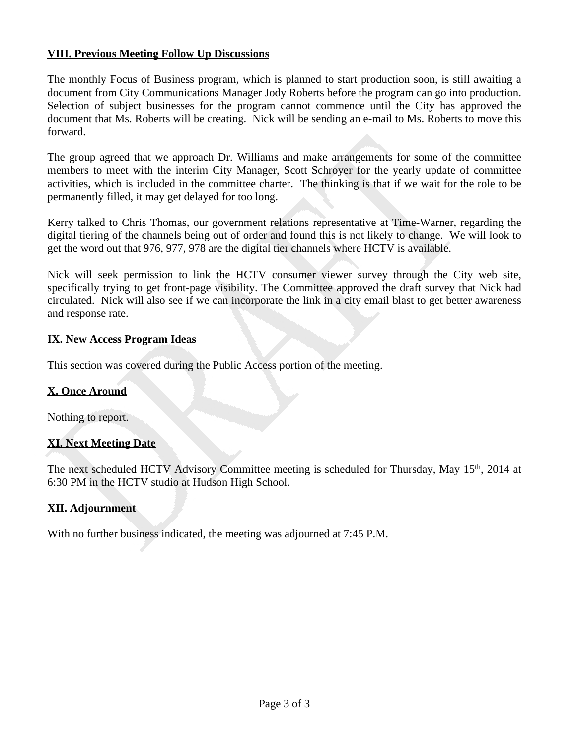**VIII. Previous Meeting Follow Up Discussions**

The monthly Focus of Business program, which is planned to start production soon, is still awaiting a document from City Communications Manager Jody Roberts before the program can go into production. Selection of subject businesses for the program cannot commence until the City has approved the document that Ms. Roberts will be creating. Nick will be sending an e-mail to Ms. Roberts to move this forward.

The group agreed that we approach Dr. Williams and make arrangements for some of the committee members to meet with the interim City Manager, Scott Schroyer for the yearly update of committee activities, which is included in the committee charter. The thinking is that if we wait for the role to be permanently filled, it may get delayed for too long.

Kerry talked to Chris Thomas, our government relations representative at Time-Warner, regarding the digital tiering of the channels being out of order and found this is not likely to change. We will look to get the word out that 976, 977, 978 are the digital tier channels where HCTV is available.

Nick will seek permission to link the HCTV consumer viewer survey through the City web site, specifically trying to get front-page visibility. The Committee approved the draft survey that Nick had circulated. Nick will also see if we can incorporate the link in a city email blast to get better awareness and response rate.

**IX. New Access Program Ideas**

This section was covered during the Public Access portion of the meeting.

**X. Once Around**

Nothing to report.

**XI. Next Meeting Date**

The next scheduled HCTV Advisory Committee meeting is scheduled for Thursday, May 15th, 2014 at 6:30 PM in the HCTV studio at Hudson High School.

**XII. Adjournment**

With no further business indicated, the meeting was adjourned at 7:45 P.M.